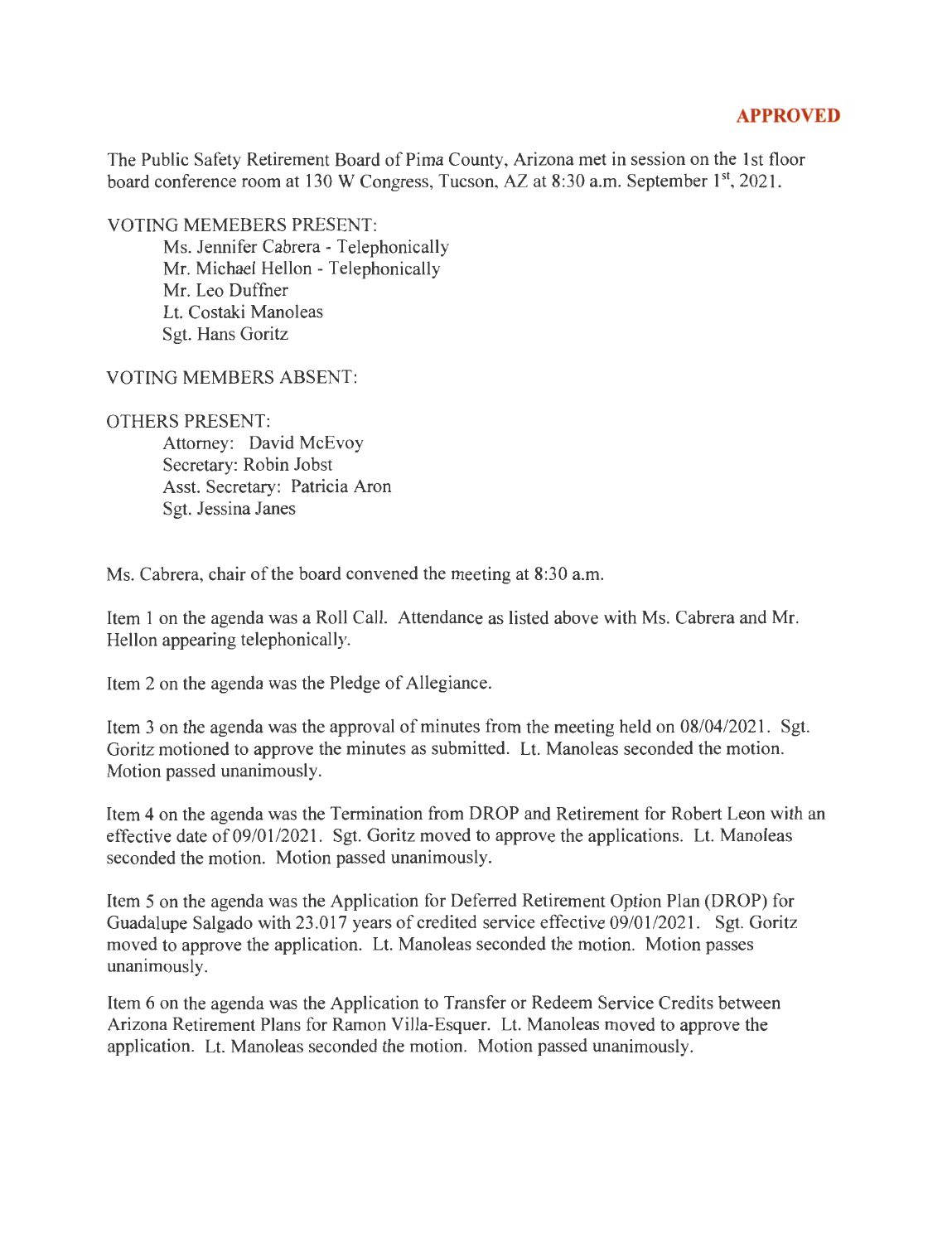**APPROVED**

The Public Safety Retirement Board of Pima County, Arizona met in session on the 1st floor board conference room at 130 W Congress, Tucson, AZ at 8:30 a.m. September 1st, 2021.

VOTING MEMEBERS PRESENT:

- Ms. Jennifer Cabrera - Telephonically
- Mr. Michael Hellon - Telephonically
- Mr. Leo Duffner
- Lt. Costaki Manoleas
- Sgt. Hans Goritz

VOTING MEMBERS ABSENT:

OTHERS PRESENT:

- Attorney: David McEvoy
- Secretary: Robin Jobst
- Asst. Secretary: Patricia Aron
- Sgt. Jessina Janes

Ms. Cabrera, chair of the board convened the meeting at 8:30 a.m.

Item 1 on the agenda was a Roll Call. Attendance as listed above with Ms. Cabrera and Mr. Hellon appearing telephonically.

Item 2 on the agenda was the Pledge of Allegiance.

Item 3 on the agenda was the approval of minutes from the meeting held on 08/04/2021. Sgt. Goritz motioned to approve the minutes as submitted. Lt. Manoleas seconded the motion. Motion passed unanimously.

Item 4 on the agenda was the Termination from DROP and Retirement for Robert Leon with an effective date of 09/01/2021. Sgt. Goritz moved to approve the applications. Lt. Manoleas seconded the motion. Motion passed unanimously.

Item 5 on the agenda was the Application for Deferred Retirement Option Plan (DROP) for Guadalupe Salgado with 23.017 years of credited service effective 09/01/2021. Sgt. Goritz moved to approve the application. Lt. Manoleas seconded the motion. Motion passes unanimously.

Item 6 on the agenda was the Application to Transfer or Redeem Service Credits between Arizona Retirement Plans for Ramon Villa-Esquer. Lt. Manoleas moved to approve the application. Lt. Manoleas seconded the motion. Motion passed unanimously.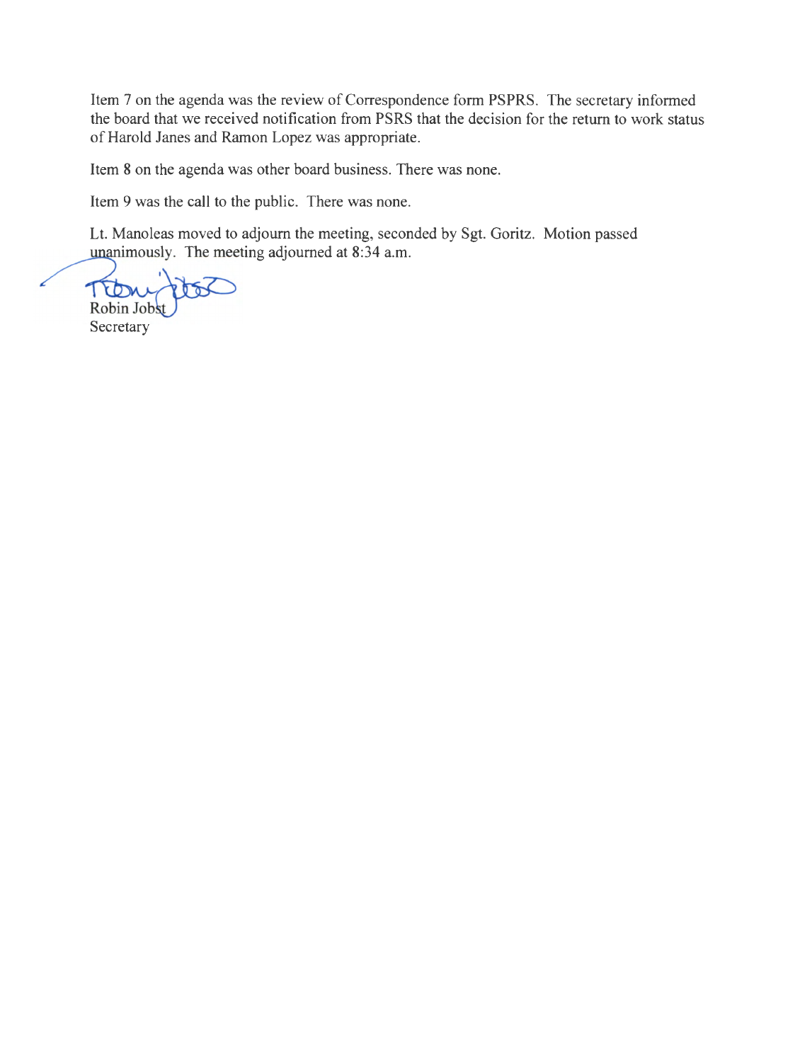Item 7 on the agenda was the review of Correspondence form PSPRS. The secretary informed the board that we received notification from PSRS that the decision for the return to work status of Harold Janes and Ramon Lopez was appropriate.

Item 8 on the agenda was other board business. There was none.

Item 9 was the call to the public. There was none.

Lt. Manoleas moved to adjourn the meeting, seconded by Sgt. Goritz. Motion passed unanimously. The meeting adjourned at 8:34 a.m.

Robin Jobst
Secretary